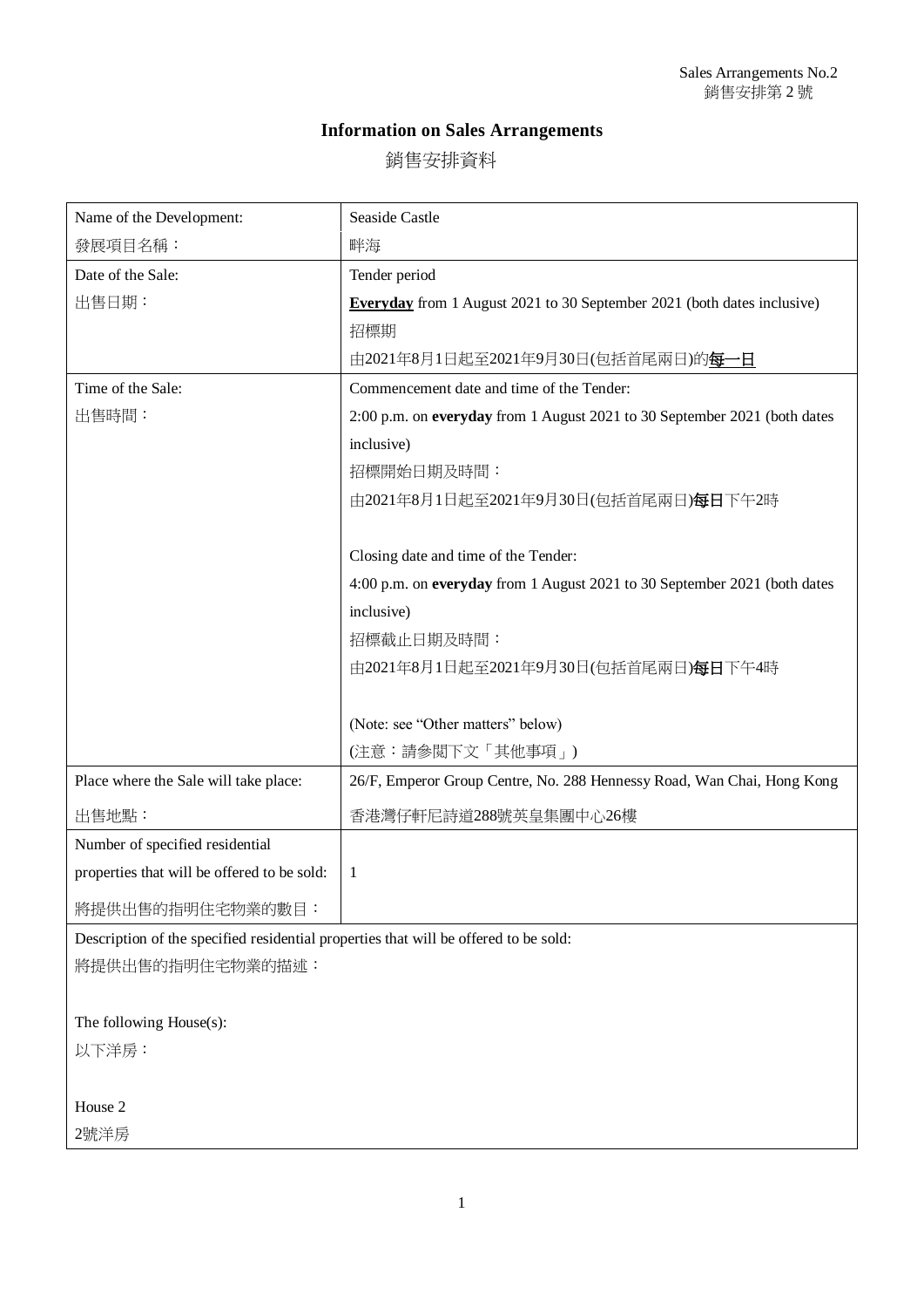Sales Arrangements No.2
銷售安排第 2 號

# Information on Sales Arrangements

# 銷售安排資料

| Name of the Development:<br>發展項目名稱： | Seaside Castle<br>畔海 |
| --- | --- |
| Date of the Sale:<br>出售日期： | Tender period<br>**<u>Everyday</u>** from 1 August 2021 to 30 September 2021 (both dates inclusive)<br>招標期<br>由2021年8月1日起至2021年9月30日(包括首尾兩日)的**<u>每一日</u>** |
| Time of the Sale:<br>出售時間： | Commencement date and time of the Tender:<br>2:00 p.m. on **everyday** from 1 August 2021 to 30 September 2021 (both dates inclusive)<br>招標開始日期及時間：<br>由2021年8月1日起至2021年9月30日(包括首尾兩日)**每日**下午2時<br><br>Closing date and time of the Tender:<br>4:00 p.m. on **everyday** from 1 August 2021 to 30 September 2021 (both dates inclusive)<br>招標截止日期及時間：<br>由2021年8月1日起至2021年9月30日(包括首尾兩日)**每日**下午4時<br><br>(Note: see "Other matters" below)<br>(注意：請參閱下文「其他事項」) |
| Place where the Sale will take place:<br>出售地點： | 26/F, Emperor Group Centre, No. 288 Hennessy Road, Wan Chai, Hong Kong<br>香港灣仔軒尼詩道288號英皇集團中心26樓 |
| Number of specified residential properties that will be offered to be sold:<br>將提供出售的指明住宅物業的數目： | 1 |

Description of the specified residential properties that will be offered to be sold:
將提供出售的指明住宅物業的描述：

The following House(s):
以下洋房：

House 2
2號洋房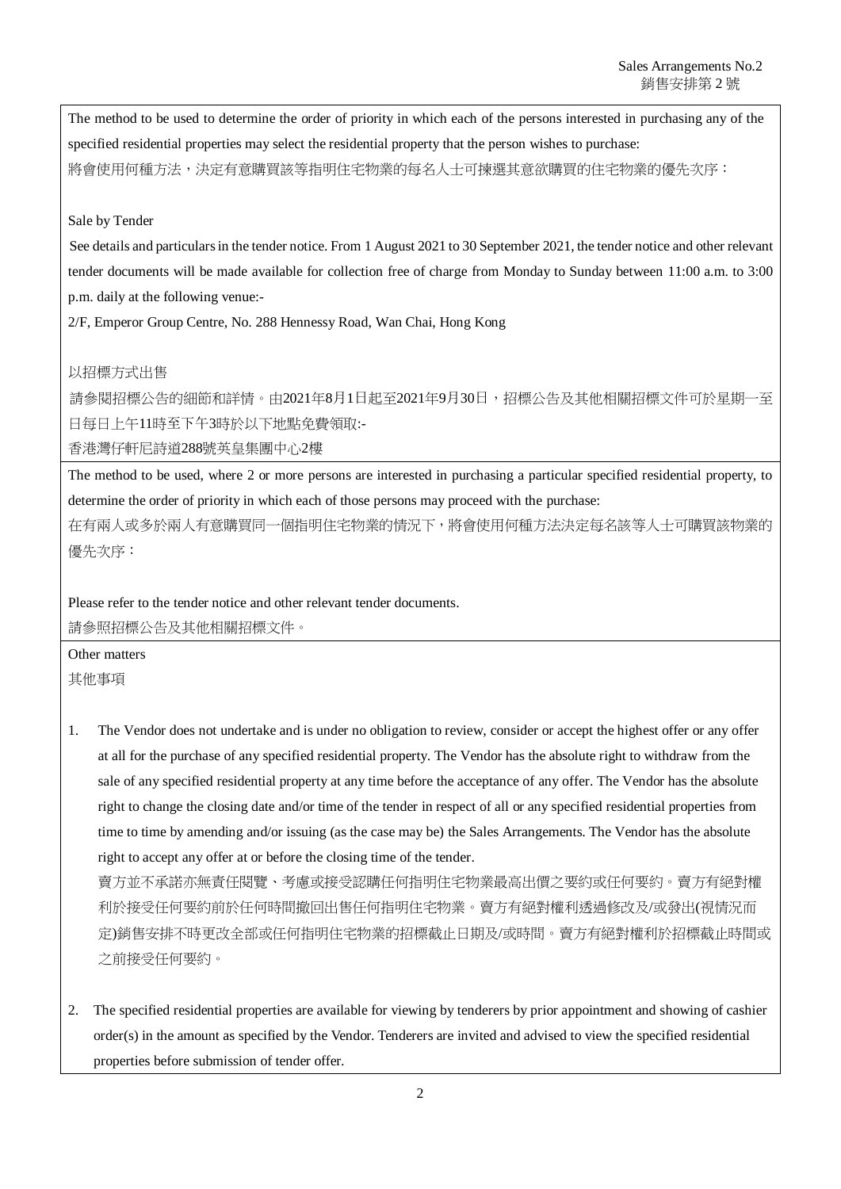The method to be used to determine the order of priority in which each of the persons interested in purchasing any of the specified residential properties may select the residential property that the person wishes to purchase:

將會使用何種方法，決定有意購買該等指明住宅物業的每名人士可揀選其意欲購買的住宅物業的優先次序：

Sale by Tender

See details and particulars in the tender notice. From 1 August 2021 to 30 September 2021, the tender notice and other relevant tender documents will be made available for collection free of charge from Monday to Sunday between 11:00 a.m. to 3:00 p.m. daily at the following venue:-

2/F, Emperor Group Centre, No. 288 Hennessy Road, Wan Chai, Hong Kong

以招標方式出售

請參閱招標公告的細節和詳情。由2021年8月1日起至2021年9月30日，招標公告及其他相關招標文件可於星期一至日每日上午11時至下午3時於以下地點免費領取:-

香港灣仔軒尼詩道288號英皇集團中心2樓

The method to be used, where 2 or more persons are interested in purchasing a particular specified residential property, to determine the order of priority in which each of those persons may proceed with the purchase:

在有兩人或多於兩人有意購買同一個指明住宅物業的情況下，將會使用何種方法決定每名該等人士可購買該物業的優先次序：

Please refer to the tender notice and other relevant tender documents.

請參照招標公告及其他相關招標文件。

Other matters

其他事項

1. The Vendor does not undertake and is under no obligation to review, consider or accept the highest offer or any offer at all for the purchase of any specified residential property. The Vendor has the absolute right to withdraw from the sale of any specified residential property at any time before the acceptance of any offer. The Vendor has the absolute right to change the closing date and/or time of the tender in respect of all or any specified residential properties from time to time by amending and/or issuing (as the case may be) the Sales Arrangements. The Vendor has the absolute right to accept any offer at or before the closing time of the tender.

   賣方並不承諾亦無責任閱覽、考慮或接受認購任何指明住宅物業最高出價之要約或任何要約。賣方有絕對權利於接受任何要約前於任何時間撤回出售任何指明住宅物業。賣方有絕對權利透過修改及/或發出(視情況而定)銷售安排不時更改全部或任何指明住宅物業的招標截止日期及/或時間。賣方有絕對權利於招標截止時間或之前接受任何要約。

2. The specified residential properties are available for viewing by tenderers by prior appointment and showing of cashier order(s) in the amount as specified by the Vendor. Tenderers are invited and advised to view the specified residential properties before submission of tender offer.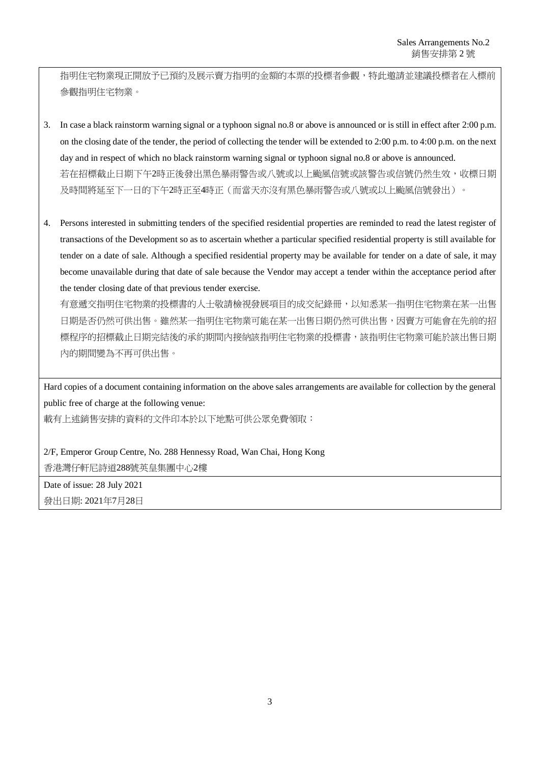指明住宅物業現正開放予已預約及展示賣方指明的金額的本票的投標者參觀，特此邀請並建議投標者在入標前參觀指明住宅物業。

3. In case a black rainstorm warning signal or a typhoon signal no.8 or above is announced or is still in effect after 2:00 p.m. on the closing date of the tender, the period of collecting the tender will be extended to 2:00 p.m. to 4:00 p.m. on the next day and in respect of which no black rainstorm warning signal or typhoon signal no.8 or above is announced.
若在招標截止日期下午2時正後發出黑色暴雨警告或八號或以上颱風信號或該警告或信號仍然生效，收標日期及時間將延至下一日的下午2時正至4時正（而當天亦沒有黑色暴雨警告或八號或以上颱風信號發出）。

4. Persons interested in submitting tenders of the specified residential properties are reminded to read the latest register of transactions of the Development so as to ascertain whether a particular specified residential property is still available for tender on a date of sale. Although a specified residential property may be available for tender on a date of sale, it may become unavailable during that date of sale because the Vendor may accept a tender within the acceptance period after the tender closing date of that previous tender exercise.
有意遞交指明住宅物業的投標書的人士敬請檢視發展項目的成交紀錄冊，以知悉某一指明住宅物業在某一出售日期是否仍然可供出售。雖然某一指明住宅物業可能在某一出售日期仍然可供出售，因賣方可能會在先前的招標程序的招標截止日期完結後的承約期間內接納該指明住宅物業的投標書，該指明住宅物業可能於該出售日期內的期間變為不再可供出售。

Hard copies of a document containing information on the above sales arrangements are available for collection by the general public free of charge at the following venue:
載有上述銷售安排的資料的文件印本於以下地點可供公眾免費領取：

2/F, Emperor Group Centre, No. 288 Hennessy Road, Wan Chai, Hong Kong
香港灣仔軒尼詩道288號英皇集團中心2樓

Date of issue: 28 July 2021
發出日期: 2021年7月28日